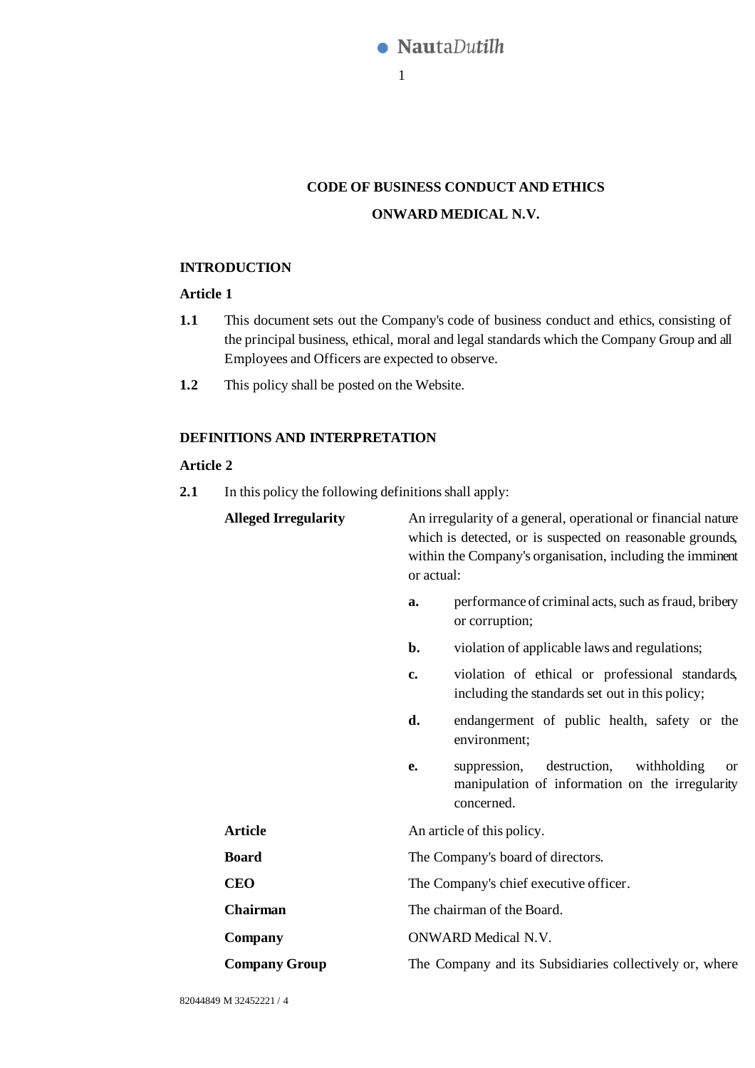**CODE OF BUSINESS CONDUCT AND ETHICS**

**ONWARD MEDICAL N.V.**

## INTRODUCTION

### Article 1

**1.1** This document sets out the Company's code of business conduct and ethics, consisting of the principal business, ethical, moral and legal standards which the Company Group and all Employees and Officers are expected to observe.

**1.2** This policy shall be posted on the Website.

## DEFINITIONS AND INTERPRETATION

### Article 2

**2.1** In this policy the following definitions shall apply:

| | |
|---|---|
| **Alleged Irregularity** | An irregularity of a general, operational or financial nature which is detected, or is suspected on reasonable grounds, within the Company's organisation, including the imminent or actual:<br>**a.** performance of criminal acts, such as fraud, bribery or corruption;<br>**b.** violation of applicable laws and regulations;<br>**c.** violation of ethical or professional standards, including the standards set out in this policy;<br>**d.** endangerment of public health, safety or the environment;<br>**e.** suppression, destruction, withholding or manipulation of information on the irregularity concerned. |
| **Article** | An article of this policy. |
| **Board** | The Company's board of directors. |
| **CEO** | The Company's chief executive officer. |
| **Chairman** | The chairman of the Board. |
| **Company** | ONWARD Medical N.V. |
| **Company Group** | The Company and its Subsidiaries collectively or, where |

82044849 M 32452221 / 4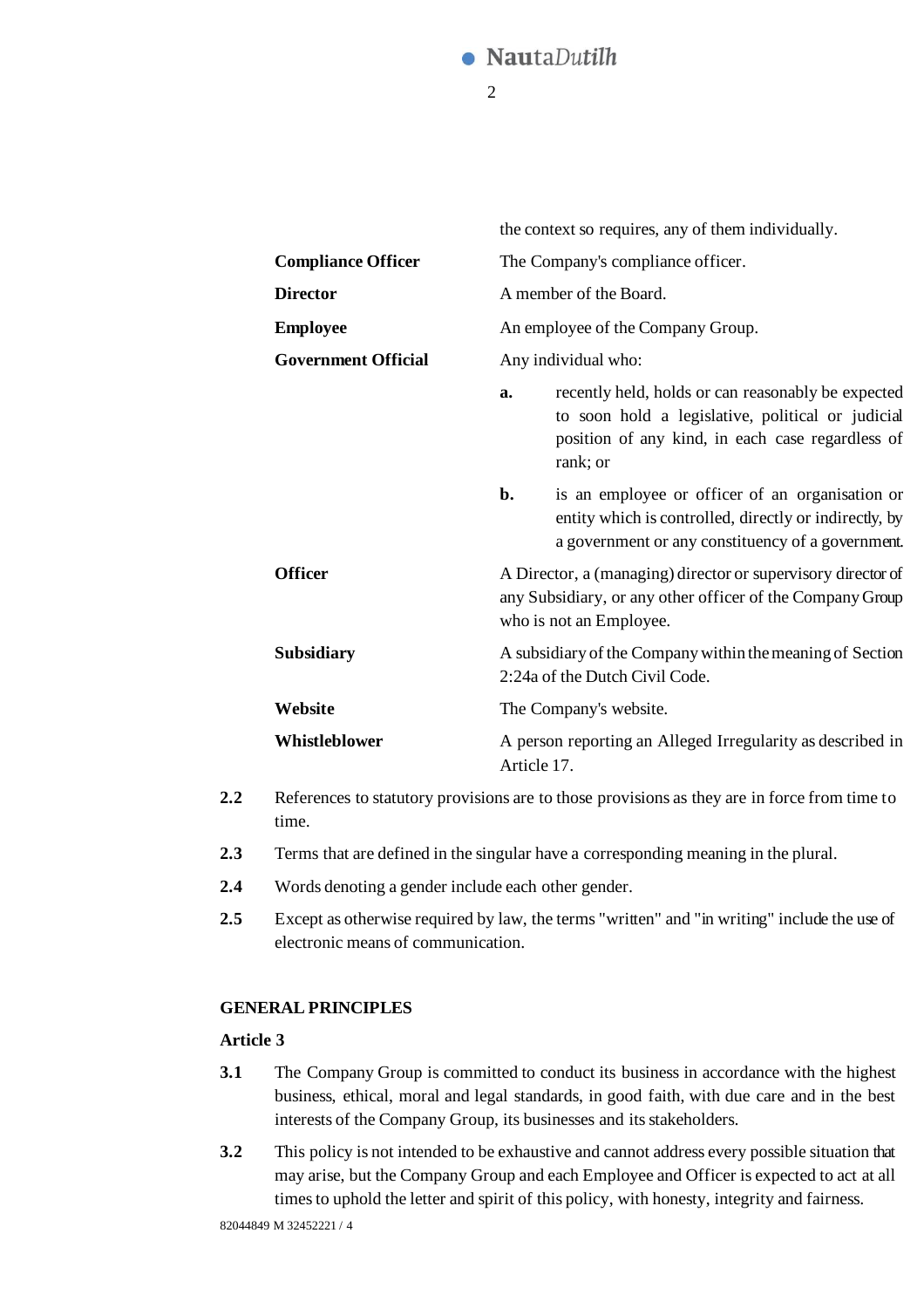| | |
|---|---|
| | the context so requires, any of them individually. |
| **Compliance Officer** | The Company's compliance officer. |
| **Director** | A member of the Board. |
| **Employee** | An employee of the Company Group. |
| **Government Official** | Any individual who:<br>**a.** recently held, holds or can reasonably be expected to soon hold a legislative, political or judicial position of any kind, in each case regardless of rank; or<br>**b.** is an employee or officer of an organisation or entity which is controlled, directly or indirectly, by a government or any constituency of a government. |
| **Officer** | A Director, a (managing) director or supervisory director of any Subsidiary, or any other officer of the Company Group who is not an Employee. |
| **Subsidiary** | A subsidiary of the Company within the meaning of Section 2:24a of the Dutch Civil Code. |
| **Website** | The Company's website. |
| **Whistleblower** | A person reporting an Alleged Irregularity as described in Article 17. |

**2.2** References to statutory provisions are to those provisions as they are in force from time to time.

**2.3** Terms that are defined in the singular have a corresponding meaning in the plural.

**2.4** Words denoting a gender include each other gender.

**2.5** Except as otherwise required by law, the terms "written" and "in writing" include the use of electronic means of communication.

**GENERAL PRINCIPLES**

**Article 3**

**3.1** The Company Group is committed to conduct its business in accordance with the highest business, ethical, moral and legal standards, in good faith, with due care and in the best interests of the Company Group, its businesses and its stakeholders.

**3.2** This policy is not intended to be exhaustive and cannot address every possible situation that may arise, but the Company Group and each Employee and Officer is expected to act at all times to uphold the letter and spirit of this policy, with honesty, integrity and fairness.

82044849 M 32452221 / 4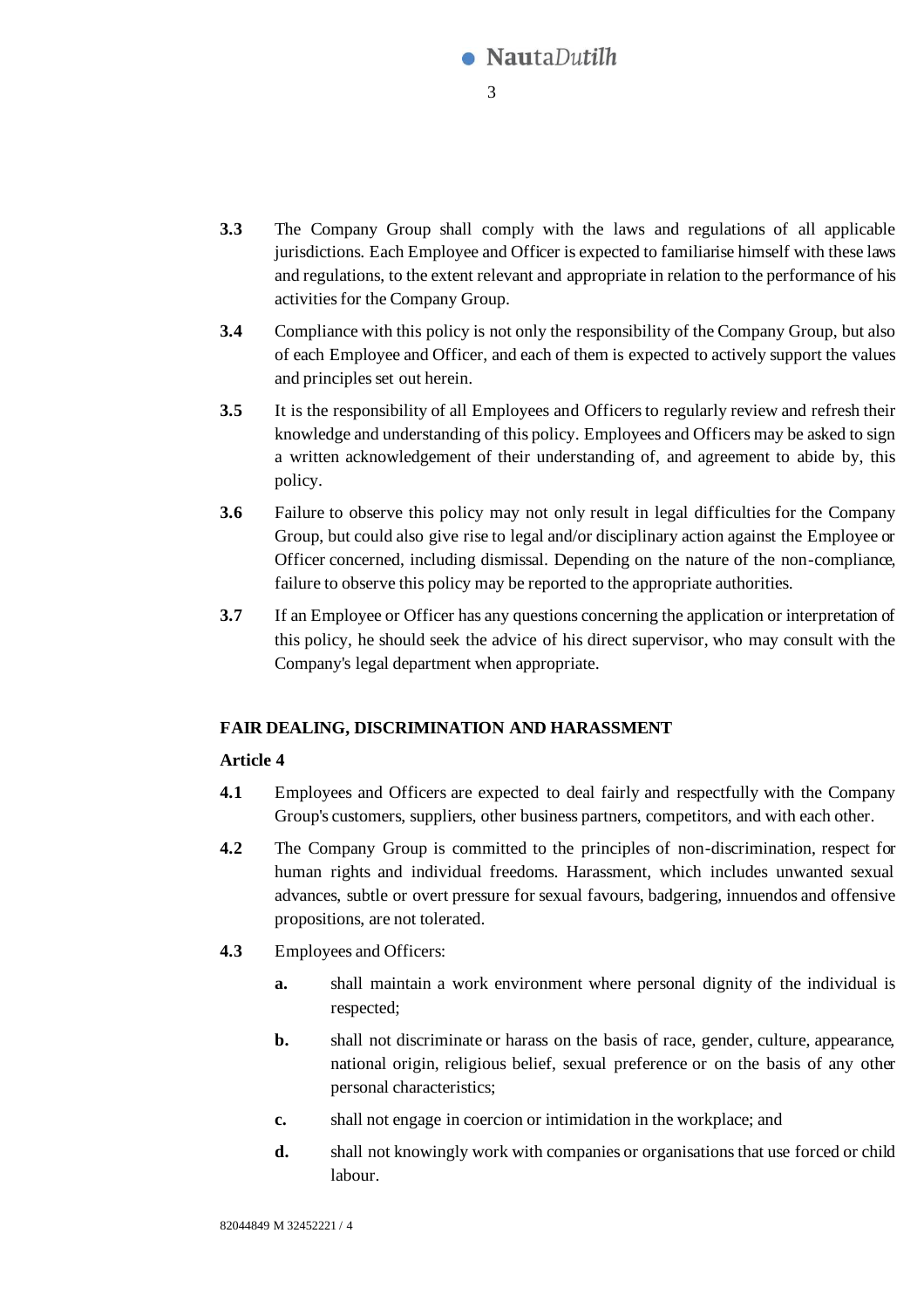**3.3** The Company Group shall comply with the laws and regulations of all applicable jurisdictions. Each Employee and Officer is expected to familiarise himself with these laws and regulations, to the extent relevant and appropriate in relation to the performance of his activities for the Company Group.

**3.4** Compliance with this policy is not only the responsibility of the Company Group, but also of each Employee and Officer, and each of them is expected to actively support the values and principles set out herein.

**3.5** It is the responsibility of all Employees and Officers to regularly review and refresh their knowledge and understanding of this policy. Employees and Officers may be asked to sign a written acknowledgement of their understanding of, and agreement to abide by, this policy.

**3.6** Failure to observe this policy may not only result in legal difficulties for the Company Group, but could also give rise to legal and/or disciplinary action against the Employee or Officer concerned, including dismissal. Depending on the nature of the non-compliance, failure to observe this policy may be reported to the appropriate authorities.

**3.7** If an Employee or Officer has any questions concerning the application or interpretation of this policy, he should seek the advice of his direct supervisor, who may consult with the Company's legal department when appropriate.

## FAIR DEALING, DISCRIMINATION AND HARASSMENT

### Article 4

**4.1** Employees and Officers are expected to deal fairly and respectfully with the Company Group's customers, suppliers, other business partners, competitors, and with each other.

**4.2** The Company Group is committed to the principles of non-discrimination, respect for human rights and individual freedoms. Harassment, which includes unwanted sexual advances, subtle or overt pressure for sexual favours, badgering, innuendos and offensive propositions, are not tolerated.

**4.3** Employees and Officers:

- **a.** shall maintain a work environment where personal dignity of the individual is respected;
- **b.** shall not discriminate or harass on the basis of race, gender, culture, appearance, national origin, religious belief, sexual preference or on the basis of any other personal characteristics;
- **c.** shall not engage in coercion or intimidation in the workplace; and
- **d.** shall not knowingly work with companies or organisations that use forced or child labour.

82044849 M 32452221 / 4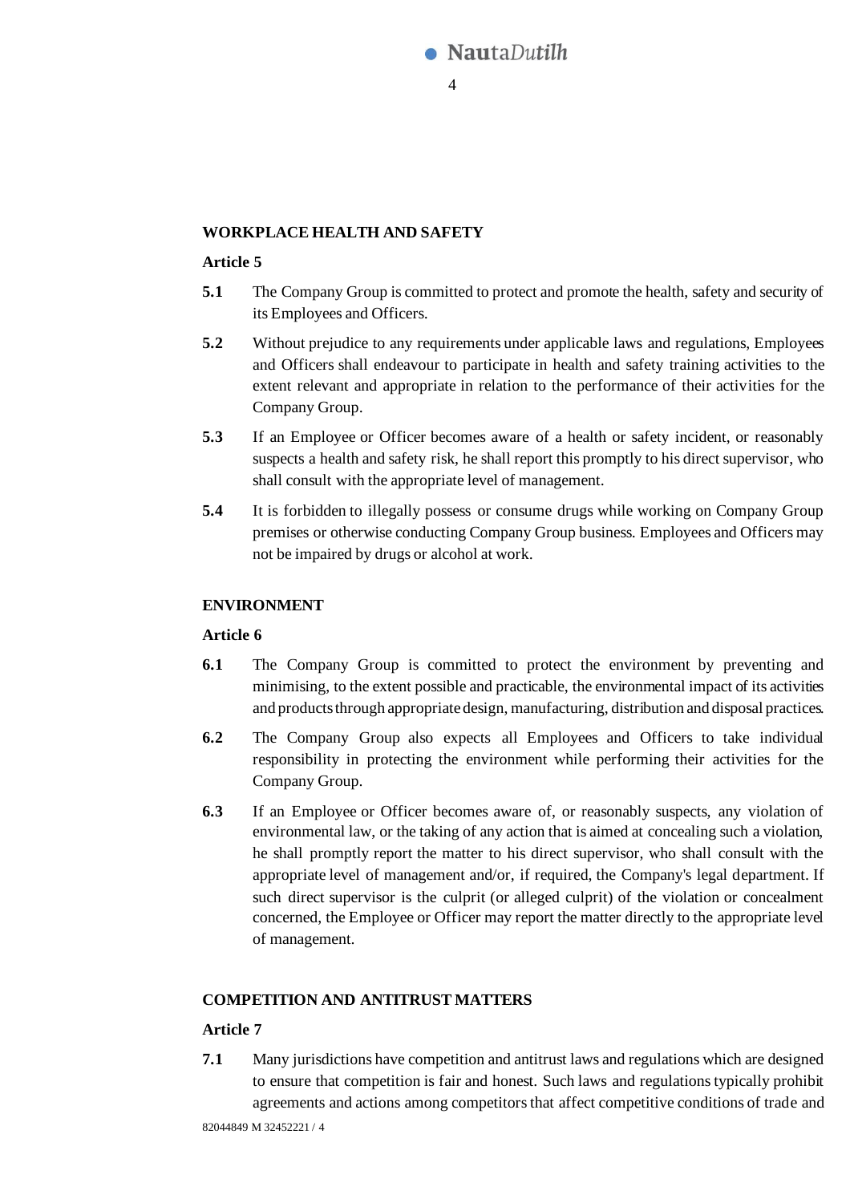**WORKPLACE HEALTH AND SAFETY**

**Article 5**

**5.1** The Company Group is committed to protect and promote the health, safety and security of its Employees and Officers.

**5.2** Without prejudice to any requirements under applicable laws and regulations, Employees and Officers shall endeavour to participate in health and safety training activities to the extent relevant and appropriate in relation to the performance of their activities for the Company Group.

**5.3** If an Employee or Officer becomes aware of a health or safety incident, or reasonably suspects a health and safety risk, he shall report this promptly to his direct supervisor, who shall consult with the appropriate level of management.

**5.4** It is forbidden to illegally possess or consume drugs while working on Company Group premises or otherwise conducting Company Group business. Employees and Officers may not be impaired by drugs or alcohol at work.

**ENVIRONMENT**

**Article 6**

**6.1** The Company Group is committed to protect the environment by preventing and minimising, to the extent possible and practicable, the environmental impact of its activities and products through appropriate design, manufacturing, distribution and disposal practices.

**6.2** The Company Group also expects all Employees and Officers to take individual responsibility in protecting the environment while performing their activities for the Company Group.

**6.3** If an Employee or Officer becomes aware of, or reasonably suspects, any violation of environmental law, or the taking of any action that is aimed at concealing such a violation, he shall promptly report the matter to his direct supervisor, who shall consult with the appropriate level of management and/or, if required, the Company's legal department. If such direct supervisor is the culprit (or alleged culprit) of the violation or concealment concerned, the Employee or Officer may report the matter directly to the appropriate level of management.

**COMPETITION AND ANTITRUST MATTERS**

**Article 7**

**7.1** Many jurisdictions have competition and antitrust laws and regulations which are designed to ensure that competition is fair and honest. Such laws and regulations typically prohibit agreements and actions among competitors that affect competitive conditions of trade and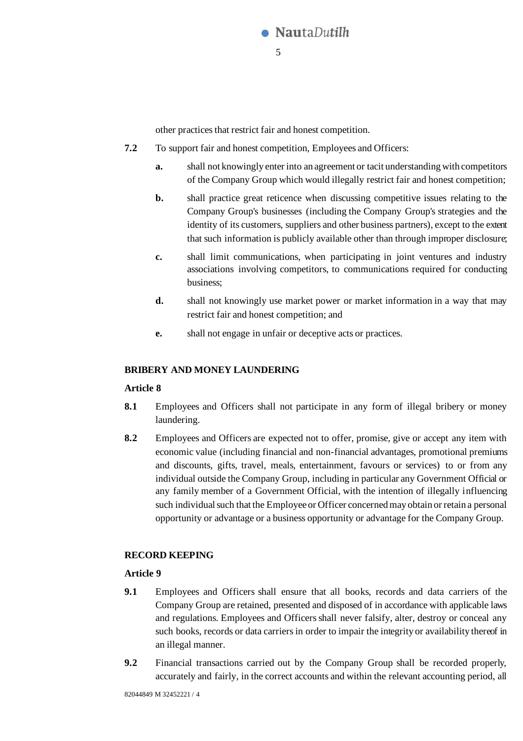other practices that restrict fair and honest competition.

**7.2** To support fair and honest competition, Employees and Officers:

**a.** shall not knowingly enter into an agreement or tacit understanding with competitors of the Company Group which would illegally restrict fair and honest competition;

**b.** shall practice great reticence when discussing competitive issues relating to the Company Group's businesses (including the Company Group's strategies and the identity of its customers, suppliers and other business partners), except to the extent that such information is publicly available other than through improper disclosure;

**c.** shall limit communications, when participating in joint ventures and industry associations involving competitors, to communications required for conducting business;

**d.** shall not knowingly use market power or market information in a way that may restrict fair and honest competition; and

**e.** shall not engage in unfair or deceptive acts or practices.

**BRIBERY AND MONEY LAUNDERING**

**Article 8**

**8.1** Employees and Officers shall not participate in any form of illegal bribery or money laundering.

**8.2** Employees and Officers are expected not to offer, promise, give or accept any item with economic value (including financial and non-financial advantages, promotional premiums and discounts, gifts, travel, meals, entertainment, favours or services) to or from any individual outside the Company Group, including in particular any Government Official or any family member of a Government Official, with the intention of illegally influencing such individual such that the Employee or Officer concerned may obtain or retain a personal opportunity or advantage or a business opportunity or advantage for the Company Group.

**RECORD KEEPING**

**Article 9**

**9.1** Employees and Officers shall ensure that all books, records and data carriers of the Company Group are retained, presented and disposed of in accordance with applicable laws and regulations. Employees and Officers shall never falsify, alter, destroy or conceal any such books, records or data carriers in order to impair the integrity or availability thereof in an illegal manner.

**9.2** Financial transactions carried out by the Company Group shall be recorded properly, accurately and fairly, in the correct accounts and within the relevant accounting period, all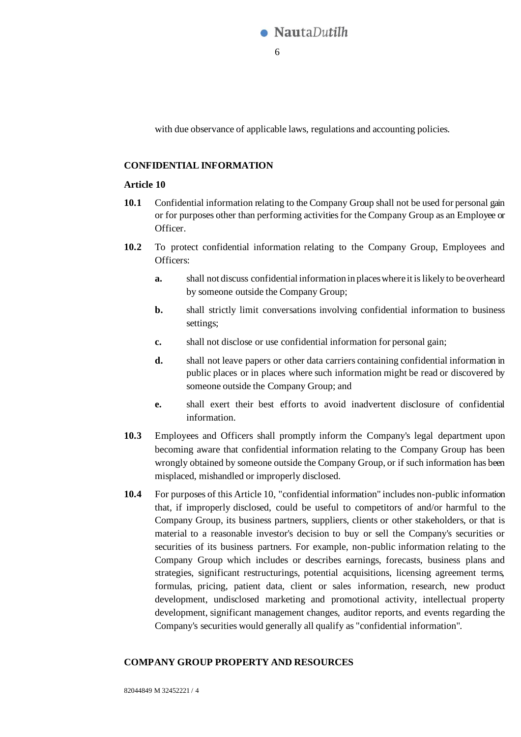with due observance of applicable laws, regulations and accounting policies.

## CONFIDENTIAL INFORMATION

### Article 10

**10.1** Confidential information relating to the Company Group shall not be used for personal gain or for purposes other than performing activities for the Company Group as an Employee or Officer.

**10.2** To protect confidential information relating to the Company Group, Employees and Officers:

- **a.** shall not discuss confidential information in places where it is likely to be overheard by someone outside the Company Group;
- **b.** shall strictly limit conversations involving confidential information to business settings;
- **c.** shall not disclose or use confidential information for personal gain;
- **d.** shall not leave papers or other data carriers containing confidential information in public places or in places where such information might be read or discovered by someone outside the Company Group; and
- **e.** shall exert their best efforts to avoid inadvertent disclosure of confidential information.

**10.3** Employees and Officers shall promptly inform the Company's legal department upon becoming aware that confidential information relating to the Company Group has been wrongly obtained by someone outside the Company Group, or if such information has been misplaced, mishandled or improperly disclosed.

**10.4** For purposes of this Article 10, "confidential information" includes non-public information that, if improperly disclosed, could be useful to competitors of and/or harmful to the Company Group, its business partners, suppliers, clients or other stakeholders, or that is material to a reasonable investor's decision to buy or sell the Company's securities or securities of its business partners. For example, non-public information relating to the Company Group which includes or describes earnings, forecasts, business plans and strategies, significant restructurings, potential acquisitions, licensing agreement terms, formulas, pricing, patient data, client or sales information, research, new product development, undisclosed marketing and promotional activity, intellectual property development, significant management changes, auditor reports, and events regarding the Company's securities would generally all qualify as "confidential information".

## COMPANY GROUP PROPERTY AND RESOURCES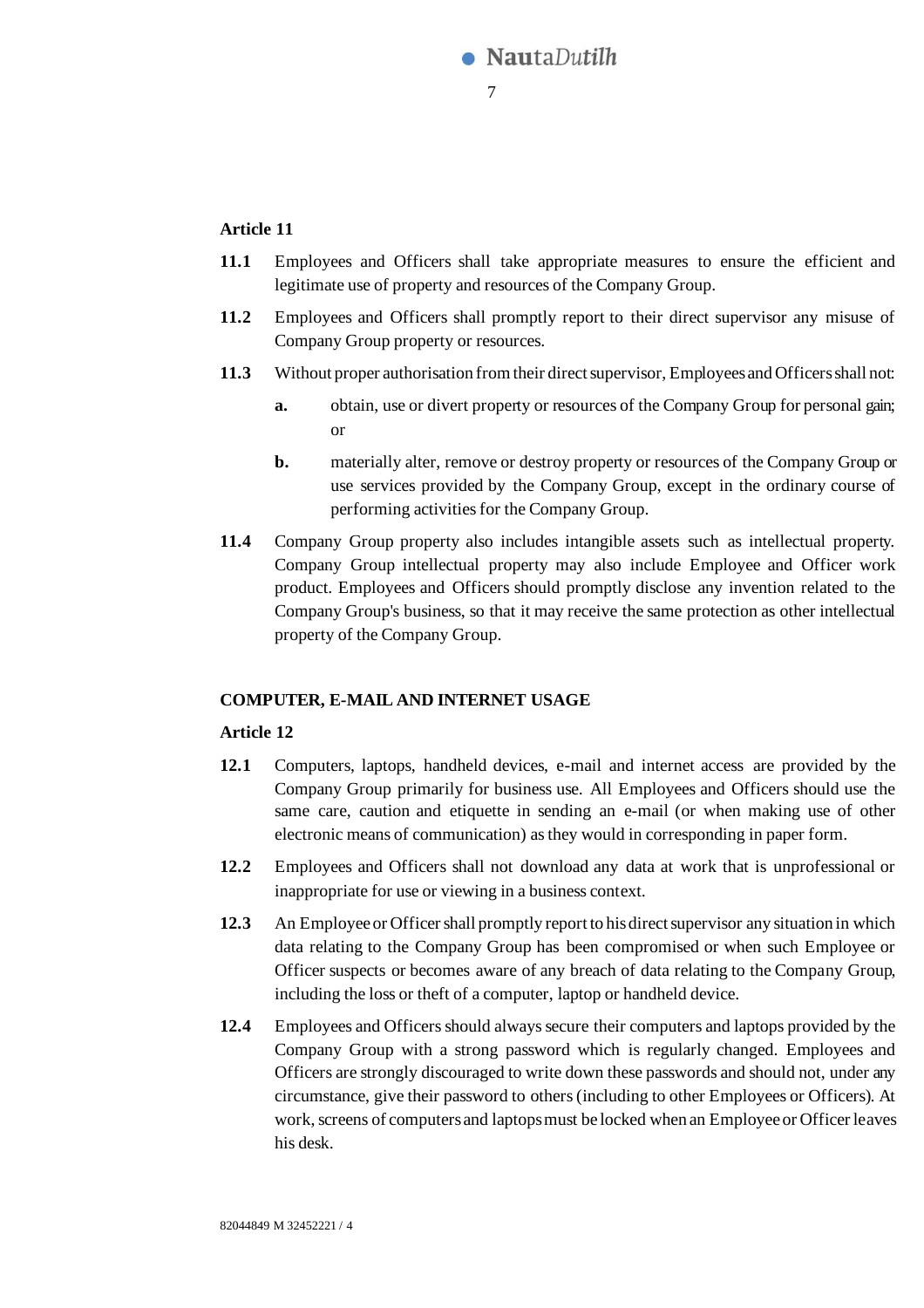**Article 11**

**11.1** Employees and Officers shall take appropriate measures to ensure the efficient and legitimate use of property and resources of the Company Group.

**11.2** Employees and Officers shall promptly report to their direct supervisor any misuse of Company Group property or resources.

**11.3** Without proper authorisation from their direct supervisor, Employees and Officers shall not:

- **a.** obtain, use or divert property or resources of the Company Group for personal gain; or
- **b.** materially alter, remove or destroy property or resources of the Company Group or use services provided by the Company Group, except in the ordinary course of performing activities for the Company Group.

**11.4** Company Group property also includes intangible assets such as intellectual property. Company Group intellectual property may also include Employee and Officer work product. Employees and Officers should promptly disclose any invention related to the Company Group's business, so that it may receive the same protection as other intellectual property of the Company Group.

**COMPUTER, E-MAIL AND INTERNET USAGE**

**Article 12**

**12.1** Computers, laptops, handheld devices, e-mail and internet access are provided by the Company Group primarily for business use. All Employees and Officers should use the same care, caution and etiquette in sending an e-mail (or when making use of other electronic means of communication) as they would in corresponding in paper form.

**12.2** Employees and Officers shall not download any data at work that is unprofessional or inappropriate for use or viewing in a business context.

**12.3** An Employee or Officer shall promptly report to his direct supervisor any situation in which data relating to the Company Group has been compromised or when such Employee or Officer suspects or becomes aware of any breach of data relating to the Company Group, including the loss or theft of a computer, laptop or handheld device.

**12.4** Employees and Officers should always secure their computers and laptops provided by the Company Group with a strong password which is regularly changed. Employees and Officers are strongly discouraged to write down these passwords and should not, under any circumstance, give their password to others (including to other Employees or Officers). At work, screens of computers and laptops must be locked when an Employee or Officer leaves his desk.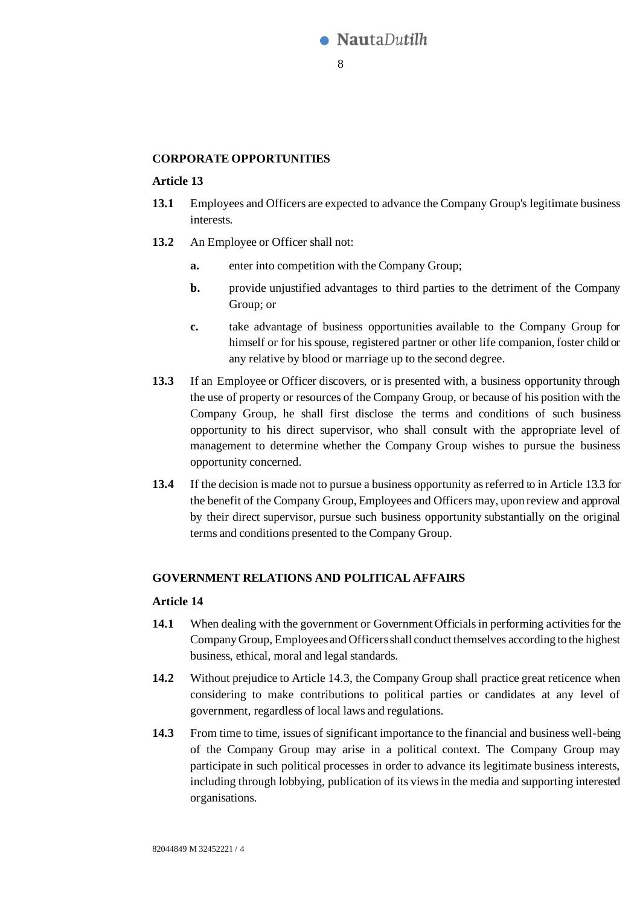**CORPORATE OPPORTUNITIES**

**Article 13**

**13.1** Employees and Officers are expected to advance the Company Group's legitimate business interests.

**13.2** An Employee or Officer shall not:

- **a.** enter into competition with the Company Group;
- **b.** provide unjustified advantages to third parties to the detriment of the Company Group; or
- **c.** take advantage of business opportunities available to the Company Group for himself or for his spouse, registered partner or other life companion, foster child or any relative by blood or marriage up to the second degree.

**13.3** If an Employee or Officer discovers, or is presented with, a business opportunity through the use of property or resources of the Company Group, or because of his position with the Company Group, he shall first disclose the terms and conditions of such business opportunity to his direct supervisor, who shall consult with the appropriate level of management to determine whether the Company Group wishes to pursue the business opportunity concerned.

**13.4** If the decision is made not to pursue a business opportunity as referred to in Article 13.3 for the benefit of the Company Group, Employees and Officers may, upon review and approval by their direct supervisor, pursue such business opportunity substantially on the original terms and conditions presented to the Company Group.

**GOVERNMENT RELATIONS AND POLITICAL AFFAIRS**

**Article 14**

**14.1** When dealing with the government or Government Officials in performing activities for the Company Group, Employees and Officers shall conduct themselves according to the highest business, ethical, moral and legal standards.

**14.2** Without prejudice to Article 14.3, the Company Group shall practice great reticence when considering to make contributions to political parties or candidates at any level of government, regardless of local laws and regulations.

**14.3** From time to time, issues of significant importance to the financial and business well-being of the Company Group may arise in a political context. The Company Group may participate in such political processes in order to advance its legitimate business interests, including through lobbying, publication of its views in the media and supporting interested organisations.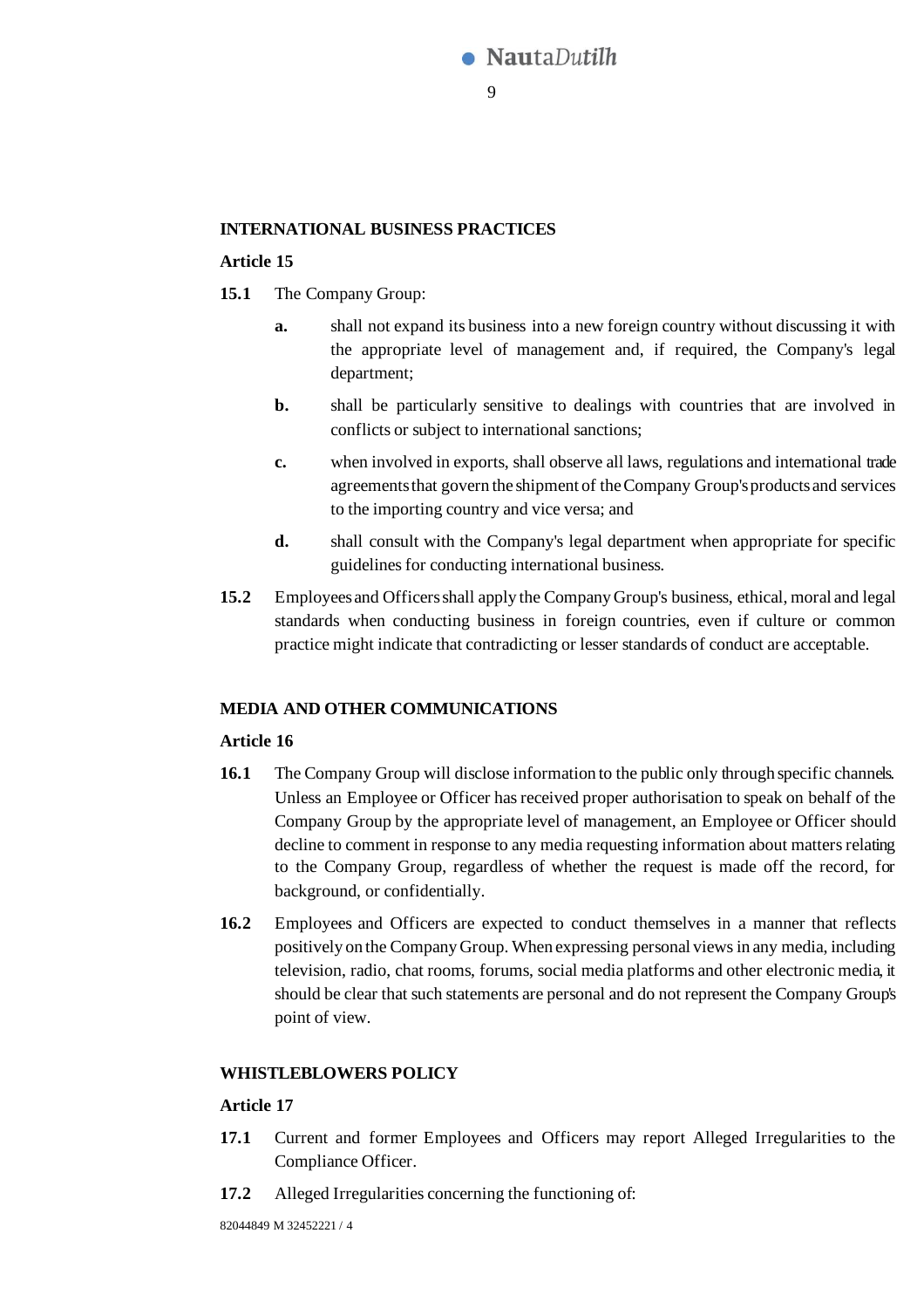**INTERNATIONAL BUSINESS PRACTICES**

**Article 15**

**15.1** The Company Group:

**a.** shall not expand its business into a new foreign country without discussing it with the appropriate level of management and, if required, the Company's legal department;

**b.** shall be particularly sensitive to dealings with countries that are involved in conflicts or subject to international sanctions;

**c.** when involved in exports, shall observe all laws, regulations and international trade agreements that govern the shipment of the Company Group's products and services to the importing country and vice versa; and

**d.** shall consult with the Company's legal department when appropriate for specific guidelines for conducting international business.

**15.2** Employees and Officers shall apply the Company Group's business, ethical, moral and legal standards when conducting business in foreign countries, even if culture or common practice might indicate that contradicting or lesser standards of conduct are acceptable.

**MEDIA AND OTHER COMMUNICATIONS**

**Article 16**

**16.1** The Company Group will disclose information to the public only through specific channels. Unless an Employee or Officer has received proper authorisation to speak on behalf of the Company Group by the appropriate level of management, an Employee or Officer should decline to comment in response to any media requesting information about matters relating to the Company Group, regardless of whether the request is made off the record, for background, or confidentially.

**16.2** Employees and Officers are expected to conduct themselves in a manner that reflects positively on the Company Group. When expressing personal views in any media, including television, radio, chat rooms, forums, social media platforms and other electronic media, it should be clear that such statements are personal and do not represent the Company Group's point of view.

**WHISTLEBLOWERS POLICY**

**Article 17**

**17.1** Current and former Employees and Officers may report Alleged Irregularities to the Compliance Officer.

**17.2** Alleged Irregularities concerning the functioning of: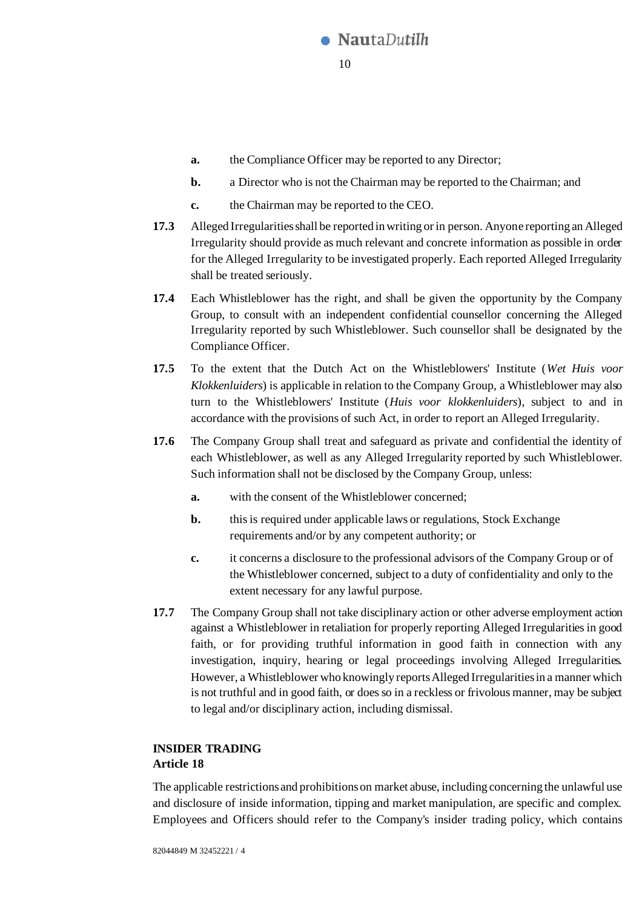**a.** the Compliance Officer may be reported to any Director;

**b.** a Director who is not the Chairman may be reported to the Chairman; and

**c.** the Chairman may be reported to the CEO.

**17.3** Alleged Irregularities shall be reported in writing or in person. Anyone reporting an Alleged Irregularity should provide as much relevant and concrete information as possible in order for the Alleged Irregularity to be investigated properly. Each reported Alleged Irregularity shall be treated seriously.

**17.4** Each Whistleblower has the right, and shall be given the opportunity by the Company Group, to consult with an independent confidential counsellor concerning the Alleged Irregularity reported by such Whistleblower. Such counsellor shall be designated by the Compliance Officer.

**17.5** To the extent that the Dutch Act on the Whistleblowers' Institute (*Wet Huis voor Klokkenluiders*) is applicable in relation to the Company Group, a Whistleblower may also turn to the Whistleblowers' Institute (*Huis voor klokkenluiders*), subject to and in accordance with the provisions of such Act, in order to report an Alleged Irregularity.

**17.6** The Company Group shall treat and safeguard as private and confidential the identity of each Whistleblower, as well as any Alleged Irregularity reported by such Whistleblower. Such information shall not be disclosed by the Company Group, unless:

**a.** with the consent of the Whistleblower concerned;

**b.** this is required under applicable laws or regulations, Stock Exchange requirements and/or by any competent authority; or

**c.** it concerns a disclosure to the professional advisors of the Company Group or of the Whistleblower concerned, subject to a duty of confidentiality and only to the extent necessary for any lawful purpose.

**17.7** The Company Group shall not take disciplinary action or other adverse employment action against a Whistleblower in retaliation for properly reporting Alleged Irregularities in good faith, or for providing truthful information in good faith in connection with any investigation, inquiry, hearing or legal proceedings involving Alleged Irregularities. However, a Whistleblower who knowingly reports Alleged Irregularities in a manner which is not truthful and in good faith, or does so in a reckless or frivolous manner, may be subject to legal and/or disciplinary action, including dismissal.

## INSIDER TRADING
## Article 18

The applicable restrictions and prohibitions on market abuse, including concerning the unlawful use and disclosure of inside information, tipping and market manipulation, are specific and complex. Employees and Officers should refer to the Company's insider trading policy, which contains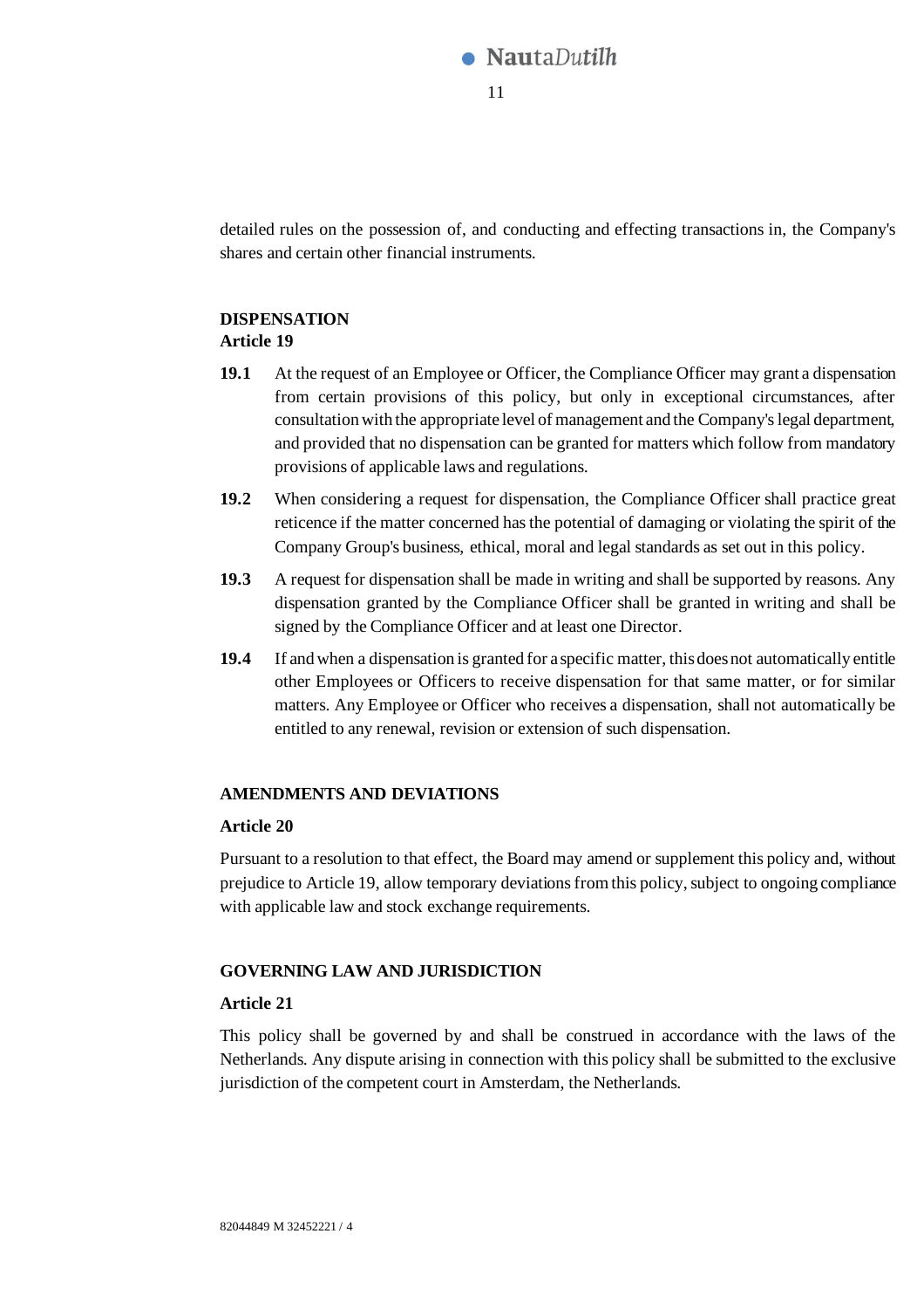detailed rules on the possession of, and conducting and effecting transactions in, the Company's shares and certain other financial instruments.

## DISPENSATION

### Article 19

**19.1** At the request of an Employee or Officer, the Compliance Officer may grant a dispensation from certain provisions of this policy, but only in exceptional circumstances, after consultation with the appropriate level of management and the Company's legal department, and provided that no dispensation can be granted for matters which follow from mandatory provisions of applicable laws and regulations.

**19.2** When considering a request for dispensation, the Compliance Officer shall practice great reticence if the matter concerned has the potential of damaging or violating the spirit of the Company Group's business, ethical, moral and legal standards as set out in this policy.

**19.3** A request for dispensation shall be made in writing and shall be supported by reasons. Any dispensation granted by the Compliance Officer shall be granted in writing and shall be signed by the Compliance Officer and at least one Director.

**19.4** If and when a dispensation is granted for a specific matter, this does not automatically entitle other Employees or Officers to receive dispensation for that same matter, or for similar matters. Any Employee or Officer who receives a dispensation, shall not automatically be entitled to any renewal, revision or extension of such dispensation.

## AMENDMENTS AND DEVIATIONS

### Article 20

Pursuant to a resolution to that effect, the Board may amend or supplement this policy and, without prejudice to Article 19, allow temporary deviations from this policy, subject to ongoing compliance with applicable law and stock exchange requirements.

## GOVERNING LAW AND JURISDICTION

### Article 21

This policy shall be governed by and shall be construed in accordance with the laws of the Netherlands. Any dispute arising in connection with this policy shall be submitted to the exclusive jurisdiction of the competent court in Amsterdam, the Netherlands.